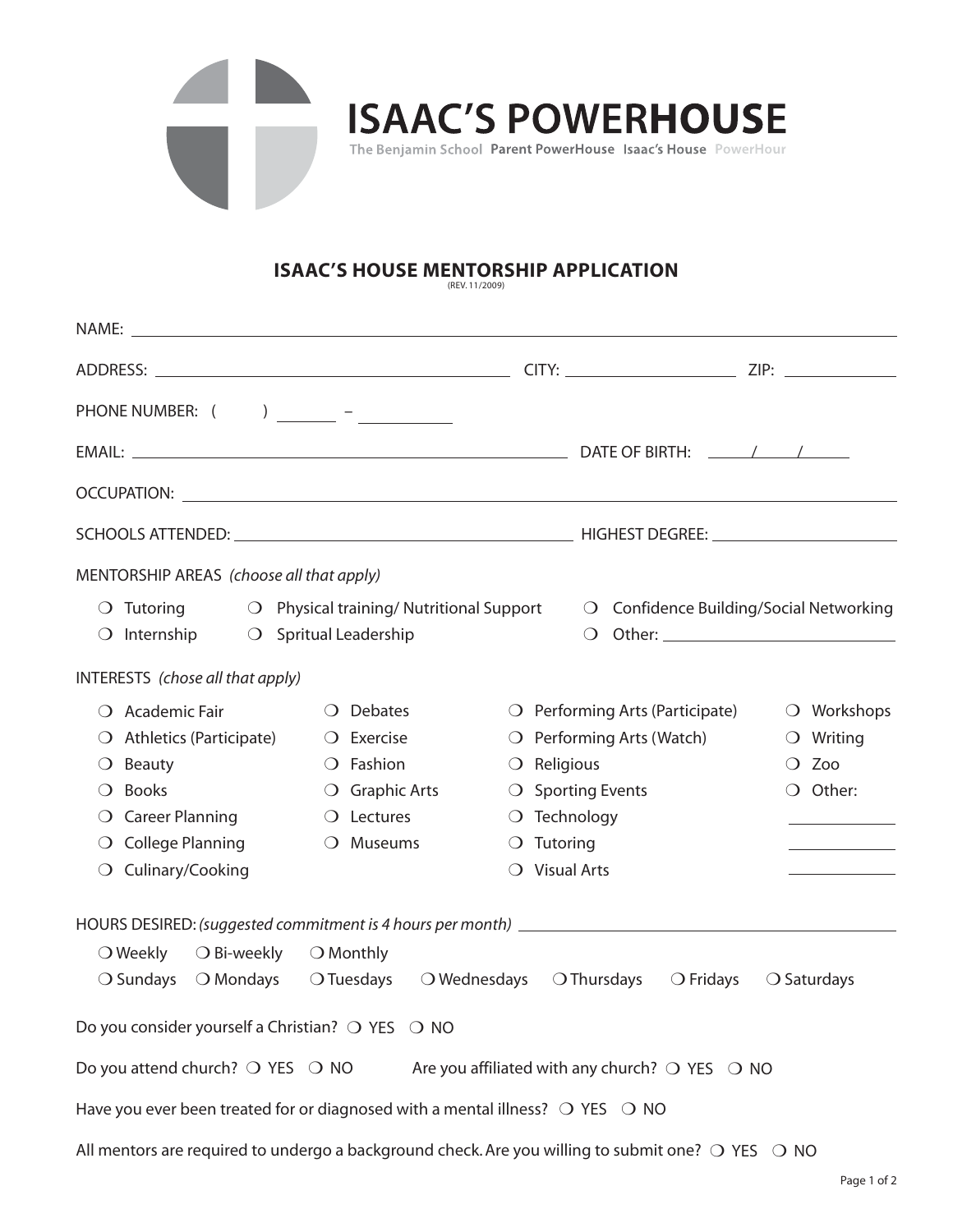# ISAAC'S POWERHOUSE

The Benjamin School **Parent PowerHouse** **Isaac's House** PowerHour

## ISAAC'S HOUSE MENTORSHIP APPLICATION

(REV. 11/2009)

NAME: ______________________________

ADDRESS: ______________________ CITY: ______________ ZIP: __________

PHONE NUMBER: (      ) ______ – ________

EMAIL: ______________________ DATE OF BIRTH: ____/____/____

OCCUPATION: ______________________________

SCHOOLS ATTENDED: ______________________ HIGHEST DEGREE: ______________

MENTORSHIP AREAS *(choose all that apply)*

- ❍ Tutoring
- ❍ Physical training/ Nutritional Support
- ❍ Confidence Building/Social Networking
- ❍ Internship
- ❍ Spritual Leadership
- ❍ Other: ______________

INTERESTS *(chose all that apply)*

- ❍ Academic Fair
- ❍ Athletics (Participate)
- ❍ Beauty
- ❍ Books
- ❍ Career Planning
- ❍ College Planning
- ❍ Culinary/Cooking
- ❍ Debates
- ❍ Exercise
- ❍ Fashion
- ❍ Graphic Arts
- ❍ Lectures
- ❍ Museums
- ❍ Performing Arts (Participate)
- ❍ Performing Arts (Watch)
- ❍ Religious
- ❍ Sporting Events
- ❍ Technology
- ❍ Tutoring
- ❍ Visual Arts
- ❍ Workshops
- ❍ Writing
- ❍ Zoo
- ❍ Other: ______________

HOURS DESIRED: *(suggested commitment is 4 hours per month)* ______________________

❍ Weekly ❍ Bi-weekly ❍ Monthly

❍ Sundays ❍ Mondays ❍ Tuesdays ❍ Wednesdays ❍ Thursdays ❍ Fridays ❍ Saturdays

Do you consider yourself a Christian? ❍ YES ❍ NO

Do you attend church? ❍ YES ❍ NO    Are you affiliated with any church? ❍ YES ❍ NO

Have you ever been treated for or diagnosed with a mental illness? ❍ YES ❍ NO

All mentors are required to undergo a background check. Are you willing to submit one? ❍ YES ❍ NO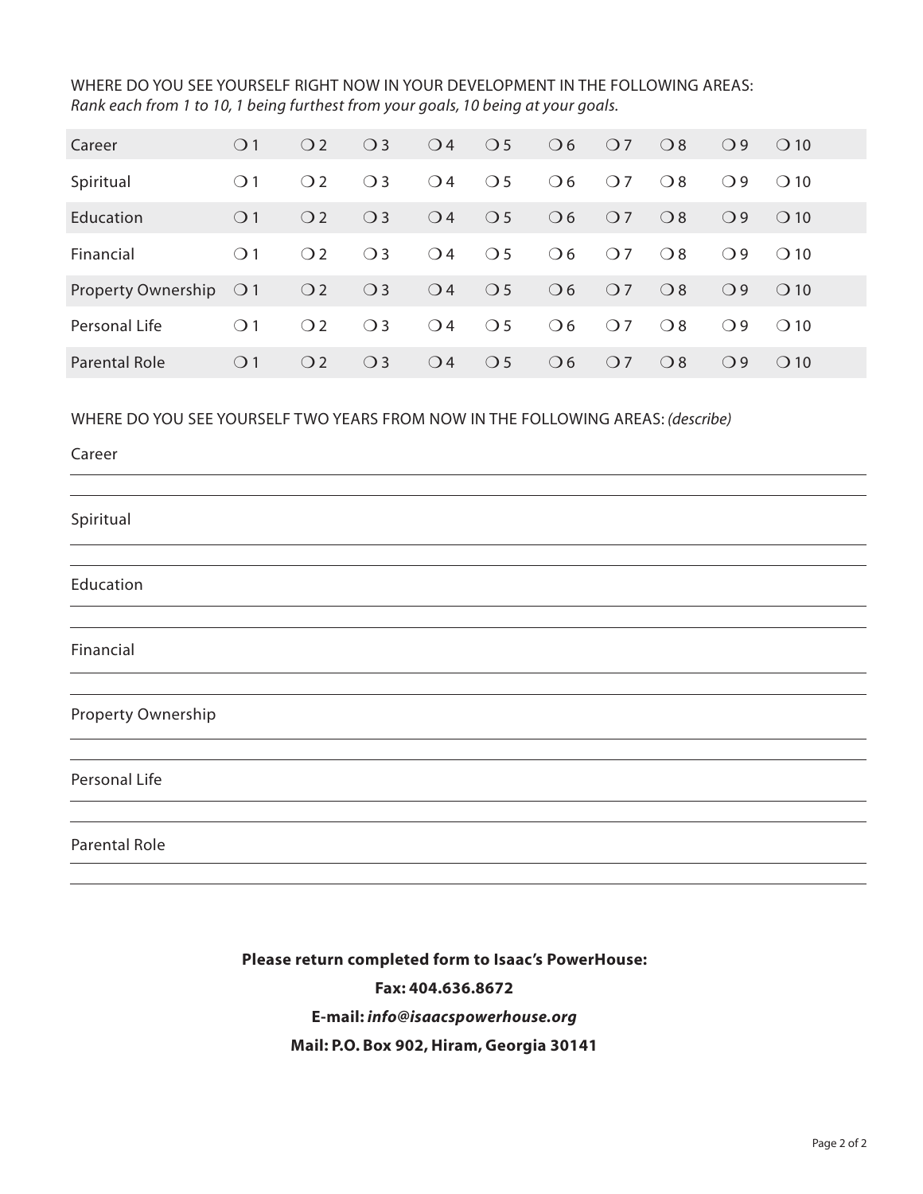WHERE DO YOU SEE YOURSELF RIGHT NOW IN YOUR DEVELOPMENT IN THE FOLLOWING AREAS:
*Rank each from 1 to 10, 1 being furthest from your goals, 10 being at your goals.*

| | | | | | | | | | | |
|---|---|---|---|---|---|---|---|---|---|---|
| Career | ❍ 1 | ❍ 2 | ❍ 3 | ❍ 4 | ❍ 5 | ❍ 6 | ❍ 7 | ❍ 8 | ❍ 9 | ❍ 10 |
| Spiritual | ❍ 1 | ❍ 2 | ❍ 3 | ❍ 4 | ❍ 5 | ❍ 6 | ❍ 7 | ❍ 8 | ❍ 9 | ❍ 10 |
| Education | ❍ 1 | ❍ 2 | ❍ 3 | ❍ 4 | ❍ 5 | ❍ 6 | ❍ 7 | ❍ 8 | ❍ 9 | ❍ 10 |
| Financial | ❍ 1 | ❍ 2 | ❍ 3 | ❍ 4 | ❍ 5 | ❍ 6 | ❍ 7 | ❍ 8 | ❍ 9 | ❍ 10 |
| Property Ownership | ❍ 1 | ❍ 2 | ❍ 3 | ❍ 4 | ❍ 5 | ❍ 6 | ❍ 7 | ❍ 8 | ❍ 9 | ❍ 10 |
| Personal Life | ❍ 1 | ❍ 2 | ❍ 3 | ❍ 4 | ❍ 5 | ❍ 6 | ❍ 7 | ❍ 8 | ❍ 9 | ❍ 10 |
| Parental Role | ❍ 1 | ❍ 2 | ❍ 3 | ❍ 4 | ❍ 5 | ❍ 6 | ❍ 7 | ❍ 8 | ❍ 9 | ❍ 10 |

WHERE DO YOU SEE YOURSELF TWO YEARS FROM NOW IN THE FOLLOWING AREAS: *(describe)*

Career

_______________________________________________

Spiritual

_______________________________________________

Education

_______________________________________________

Financial

_______________________________________________

Property Ownership

_______________________________________________

Personal Life

_______________________________________________

Parental Role

_______________________________________________

**Please return completed form to Isaac's PowerHouse:**

**Fax: 404.636.8672**

**E-mail: *info@isaacspowerhouse.org***

**Mail: P.O. Box 902, Hiram, Georgia 30141**